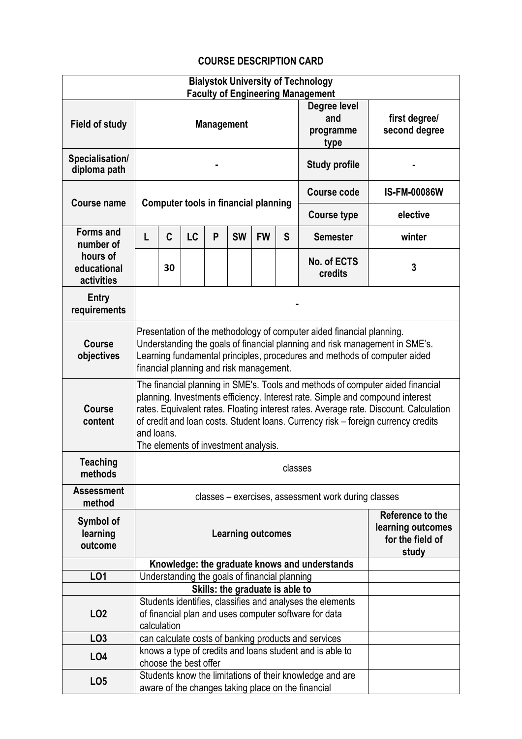# COURSE DESCRIPTION CARD

| Bialystok University of Technology<br>Faculty of Engineering Management | | | | | | | | | |
|---|---|---|---|---|---|---|---|---|---|
| **Field of study** | **Management** | | | | | | | **Degree level and programme type** | **first degree/ second degree** |
| **Specialisation/ diploma path** | - | | | | | | | **Study profile** | - |
| **Course name** | **Computer tools in financial planning** | | | | | | | **Course code** | **IS-FM-00086W** |
| | | | | | | | | **Course type** | **elective** |
| **Forms and number of hours of educational activities** | **L** | **C** | **LC** | **P** | **SW** | **FW** | **S** | **Semester** | **winter** |
| | | 30 | | | | | | **No. of ECTS credits** | **3** |
| **Entry requirements** | - | | | | | | | | |
| **Course objectives** | Presentation of the methodology of computer aided financial planning.<br>Understanding the goals of financial planning and risk management in SME's.<br>Learning fundamental principles, procedures and methods of computer aided financial planning and risk management. | | | | | | | | |
| **Course content** | The financial planning in SME's. Tools and methods of computer aided financial planning. Investments efficiency. Interest rate. Simple and compound interest rates. Equivalent rates. Floating interest rates. Average rate. Discount. Calculation of credit and loan costs. Student loans. Currency risk – foreign currency credits and loans.<br>The elements of investment analysis. | | | | | | | | |
| **Teaching methods** | classes | | | | | | | | |
| **Assessment method** | classes – exercises, assessment work during classes | | | | | | | | |

| **Symbol of learning outcome** | **Learning outcomes** | **Reference to the learning outcomes for the field of study** |
|---|---|---|
| | **Knowledge: the graduate knows and understands** | |
| **LO1** | Understanding the goals of financial planning | |
| | **Skills: the graduate is able to** | |
| **LO2** | Students identifies, classifies and analyses the elements of financial plan and uses computer software for data calculation | |
| **LO3** | can calculate costs of banking products and services | |
| **LO4** | knows a type of credits and loans student and is able to choose the best offer | |
| **LO5** | Students know the limitations of their knowledge and are aware of the changes taking place on the financial | |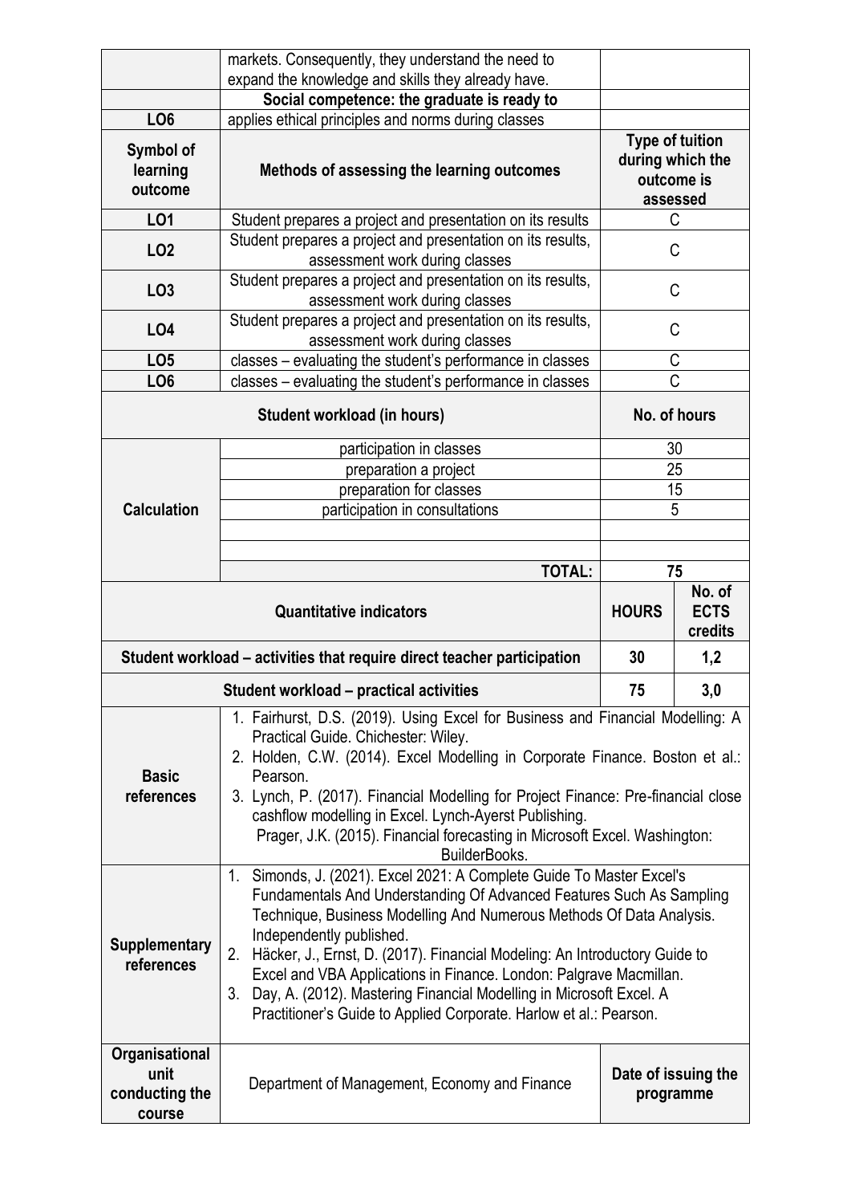| | | | |
|---|---|---|---|
| | markets. Consequently, they understand the need to expand the knowledge and skills they already have. | | |
| | **Social competence: the graduate is ready to** | | |
| **LO6** | applies ethical principles and norms during classes | | |
| **Symbol of learning outcome** | **Methods of assessing the learning outcomes** | **Type of tuition during which the outcome is assessed** | |
| **LO1** | Student prepares a project and presentation on its results | C | |
| **LO2** | Student prepares a project and presentation on its results, assessment work during classes | C | |
| **LO3** | Student prepares a project and presentation on its results, assessment work during classes | C | |
| **LO4** | Student prepares a project and presentation on its results, assessment work during classes | C | |
| **LO5** | classes – evaluating the student's performance in classes | C | |
| **LO6** | classes – evaluating the student's performance in classes | C | |
| **Student workload (in hours)** | | **No. of hours** | |
| **Calculation** | participation in classes | 30 | |
| | preparation a project | 25 | |
| | preparation for classes | 15 | |
| | participation in consultations | 5 | |
| | | | |
| | | | |
| | **TOTAL:** | **75** | |
| **Quantitative indicators** | | **HOURS** | **No. of ECTS credits** |
| **Student workload – activities that require direct teacher participation** | | **30** | **1,2** |
| **Student workload – practical activities** | | **75** | **3,0** |
| **Basic references** | 1. Fairhurst, D.S. (2019). Using Excel for Business and Financial Modelling: A Practical Guide. Chichester: Wiley.<br>2. Holden, C.W. (2014). Excel Modelling in Corporate Finance. Boston et al.: Pearson.<br>3. Lynch, P. (2017). Financial Modelling for Project Finance: Pre-financial close cashflow modelling in Excel. Lynch-Ayerst Publishing.<br>Prager, J.K. (2015). Financial forecasting in Microsoft Excel. Washington: BuilderBooks. | | |
| **Supplementary references** | 1. Simonds, J. (2021). Excel 2021: A Complete Guide To Master Excel's Fundamentals And Understanding Of Advanced Features Such As Sampling Technique, Business Modelling And Numerous Methods Of Data Analysis. Independently published.<br>2. Häcker, J., Ernst, D. (2017). Financial Modeling: An Introductory Guide to Excel and VBA Applications in Finance. London: Palgrave Macmillan.<br>3. Day, A. (2012). Mastering Financial Modelling in Microsoft Excel. A Practitioner's Guide to Applied Corporate. Harlow et al.: Pearson. | | |
| **Organisational unit conducting the course** | Department of Management, Economy and Finance | **Date of issuing the programme** | |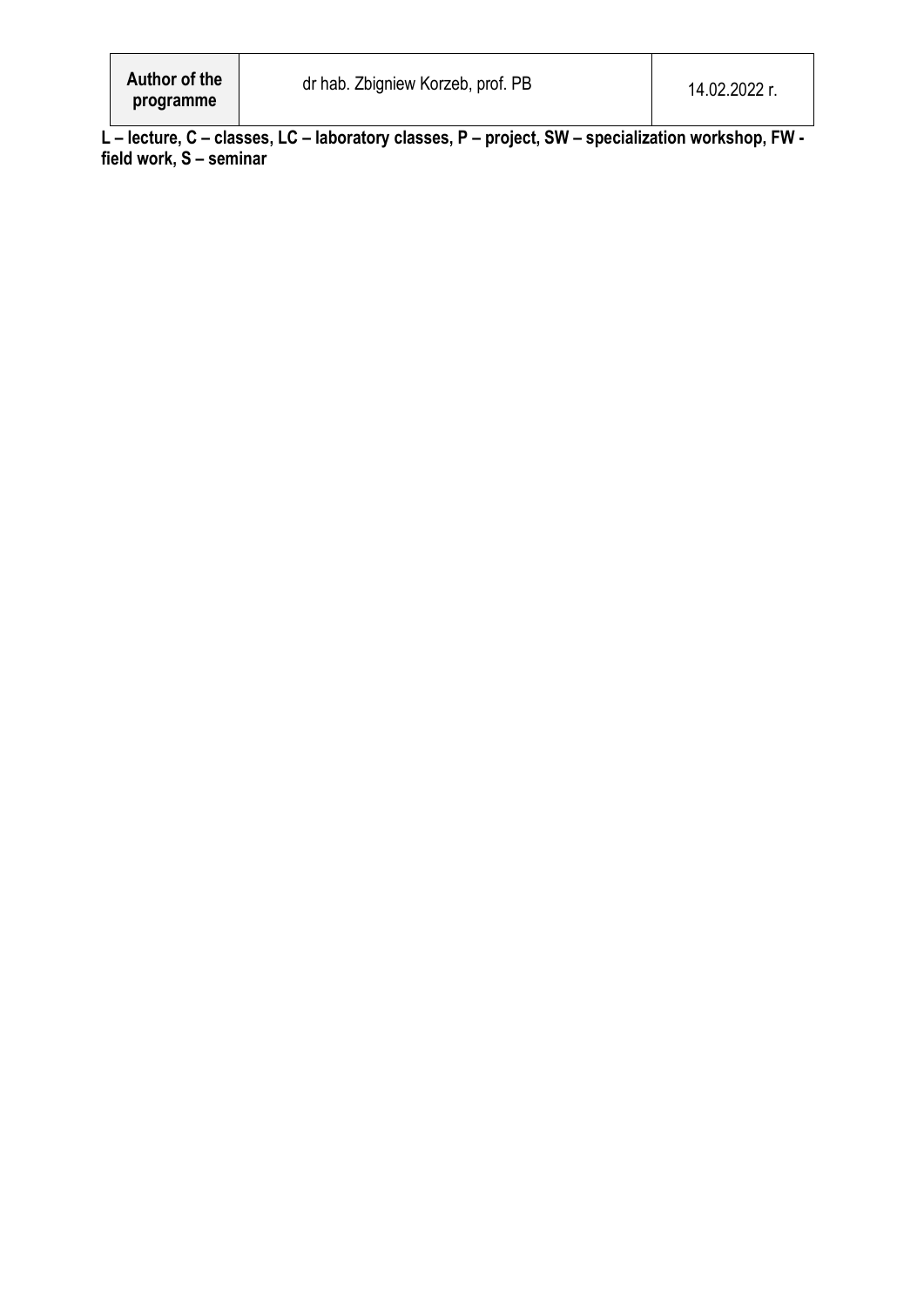| | | |
|---|---|---|
| **Author of the programme** | dr hab. Zbigniew Korzeb, prof. PB | 14.02.2022 r. |

**L – lecture, C – classes, LC – laboratory classes, P – project, SW – specialization workshop, FW - field work, S – seminar**